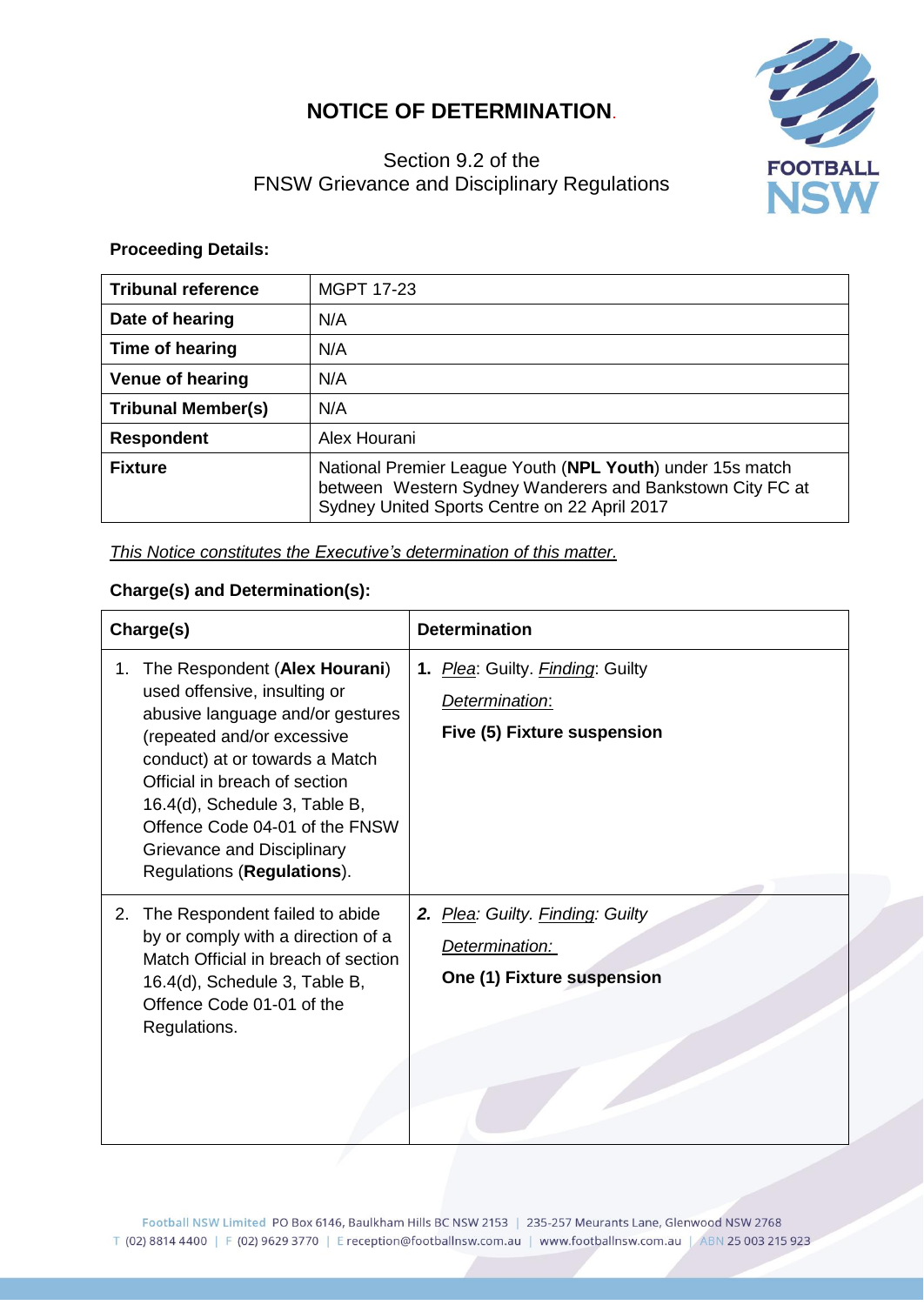# NOTICE OF DETERMINATION.

Section 9.2 of the
FNSW Grievance and Disciplinary Regulations

**Proceeding Details:**

| **Tribunal reference** | MGPT 17-23 |
|---|---|
| **Date of hearing** | N/A |
| **Time of hearing** | N/A |
| **Venue of hearing** | N/A |
| **Tribunal Member(s)** | N/A |
| **Respondent** | Alex Hourani |
| **Fixture** | National Premier League Youth (**NPL Youth**) under 15s match between Western Sydney Wanderers and Bankstown City FC at Sydney United Sports Centre on 22 April 2017 |

*This Notice constitutes the Executive's determination of this matter.*

**Charge(s) and Determination(s):**

| **Charge(s)** | **Determination** |
|---|---|
| 1. The Respondent (**Alex Hourani**) used offensive, insulting or abusive language and/or gestures (repeated and/or excessive conduct) at or towards a Match Official in breach of section 16.4(d), Schedule 3, Table B, Offence Code 04-01 of the FNSW Grievance and Disciplinary Regulations (**Regulations**). | **1.** *Plea*: Guilty. *Finding*: Guilty<br>*Determination*:<br>**Five (5) Fixture suspension** |
| 2. The Respondent failed to abide by or comply with a direction of a Match Official in breach of section 16.4(d), Schedule 3, Table B, Offence Code 01-01 of the Regulations. | ***2.*** *Plea: Guilty. Finding: Guilty*<br>*Determination:*<br>**One (1) Fixture suspension** |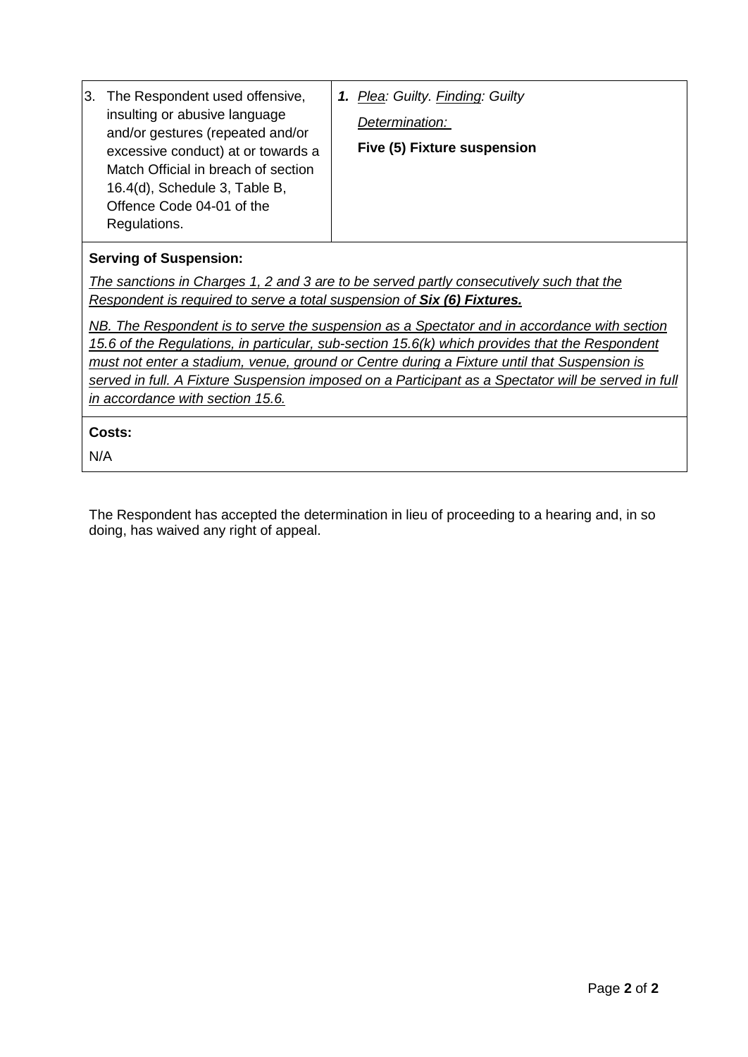| | |
|---|---|
| 3. The Respondent used offensive, insulting or abusive language and/or gestures (repeated and/or excessive conduct) at or towards a Match Official in breach of section 16.4(d), Schedule 3, Table B, Offence Code 04-01 of the Regulations. | ***1.*** *Plea: Guilty. Finding: Guilty*<br>*Determination:*<br>**Five (5) Fixture suspension** |

**Serving of Suspension:**

*The sanctions in Charges 1, 2 and 3 are to be served partly consecutively such that the Respondent is required to serve a total suspension of **Six (6) Fixtures.***

*NB. The Respondent is to serve the suspension as a Spectator and in accordance with section 15.6 of the Regulations, in particular, sub-section 15.6(k) which provides that the Respondent must not enter a stadium, venue, ground or Centre during a Fixture until that Suspension is served in full. A Fixture Suspension imposed on a Participant as a Spectator will be served in full in accordance with section 15.6.*

**Costs:**

N/A

The Respondent has accepted the determination in lieu of proceeding to a hearing and, in so doing, has waived any right of appeal.